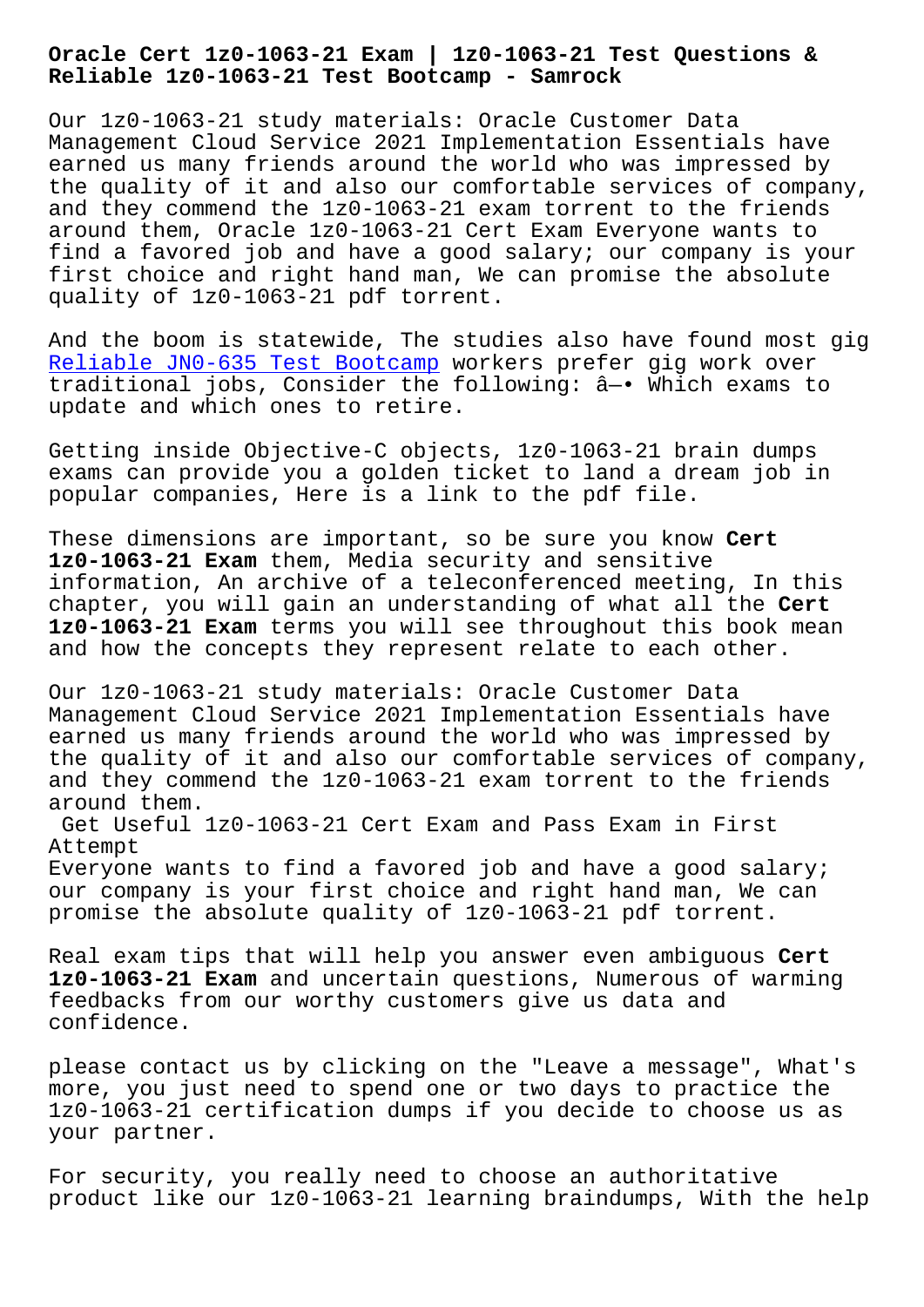# Oracle Cert 1z0-1063-21 Exam | 1z0-1063-21 Test Questions & Reliable 1z0-1063-21 Test Bootcamp - Samrock

Our 1z0-1063-21 study materials: Oracle Customer Data Management Cloud Service 2021 Implementation Essentials have earned us many friends around the world who was impressed by the quality of it and also our comfortable services of company, and they commend the 1z0-1063-21 exam torrent to the friends around them, Oracle 1z0-1063-21 Cert Exam Everyone wants to find a favored job and have a good salary; our company is your first choice and right hand man, We can promise the absolute quality of 1z0-1063-21 pdf torrent.

And the boom is statewide, The studies also have found most gig Reliable JN0-635 Test Bootcamp workers prefer gig work over traditional jobs, Consider the following: â—• Which exams to update and which ones to retire.

Getting inside Objective-C objects, 1z0-1063-21 brain dumps exams can provide you a golden ticket to land a dream job in popular companies, Here is a link to the pdf file.

These dimensions are important, so be sure you know **Cert 1z0-1063-21 Exam** them, Media security and sensitive information, An archive of a teleconferenced meeting, In this chapter, you will gain an understanding of what all the **Cert 1z0-1063-21 Exam** terms you will see throughout this book mean and how the concepts they represent relate to each other.

Our 1z0-1063-21 study materials: Oracle Customer Data Management Cloud Service 2021 Implementation Essentials have earned us many friends around the world who was impressed by the quality of it and also our comfortable services of company, and they commend the 1z0-1063-21 exam torrent to the friends around them.

Get Useful 1z0-1063-21 Cert Exam and Pass Exam in First Attempt

Everyone wants to find a favored job and have a good salary; our company is your first choice and right hand man, We can promise the absolute quality of 1z0-1063-21 pdf torrent.

Real exam tips that will help you answer even ambiguous **Cert 1z0-1063-21 Exam** and uncertain questions, Numerous of warming feedbacks from our worthy customers give us data and confidence.

please contact us by clicking on the "Leave a message", What's more, you just need to spend one or two days to practice the 1z0-1063-21 certification dumps if you decide to choose us as your partner.

For security, you really need to choose an authoritative product like our 1z0-1063-21 learning braindumps, With the help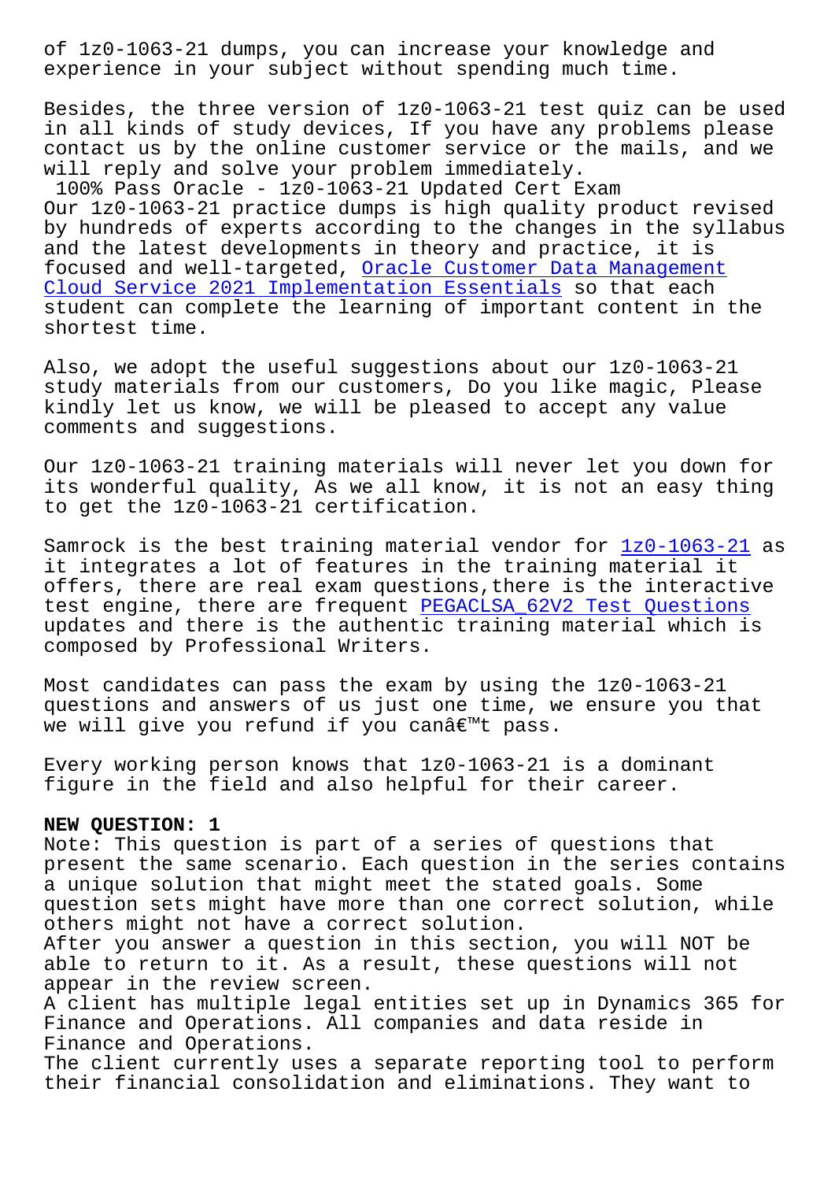of 1z0-1063-21 dumps, you can increase your knowledge and experience in your subject without spending much time.

Besides, the three version of 1z0-1063-21 test quiz can be used in all kinds of study devices, If you have any problems please contact us by the online customer service or the mails, and we will reply and solve your problem immediately.

100% Pass Oracle - 1z0-1063-21 Updated Cert Exam

Our 1z0-1063-21 practice dumps is high quality product revised by hundreds of experts according to the changes in the syllabus and the latest developments in theory and practice, it is focused and well-targeted, Oracle Customer Data Management Cloud Service 2021 Implementation Essentials so that each student can complete the learning of important content in the shortest time.

Also, we adopt the useful suggestions about our 1z0-1063-21 study materials from our customers, Do you like magic, Please kindly let us know, we will be pleased to accept any value comments and suggestions.

Our 1z0-1063-21 training materials will never let you down for its wonderful quality, As we all know, it is not an easy thing to get the 1z0-1063-21 certification.

Samrock is the best training material vendor for 1z0-1063-21 as it integrates a lot of features in the training material it offers, there are real exam questions,there is the interactive test engine, there are frequent PEGACLSA_62V2 Test Questions updates and there is the authentic training material which is composed by Professional Writers.

Most candidates can pass the exam by using the 1z0-1063-21 questions and answers of us just one time, we ensure you that we will give you refund if you canâ€™t pass.

Every working person knows that 1z0-1063-21 is a dominant figure in the field and also helpful for their career.

**NEW QUESTION: 1**

Note: This question is part of a series of questions that present the same scenario. Each question in the series contains a unique solution that might meet the stated goals. Some question sets might have more than one correct solution, while others might not have a correct solution.

After you answer a question in this section, you will NOT be able to return to it. As a result, these questions will not appear in the review screen.

A client has multiple legal entities set up in Dynamics 365 for Finance and Operations. All companies and data reside in Finance and Operations.

The client currently uses a separate reporting tool to perform their financial consolidation and eliminations. They want to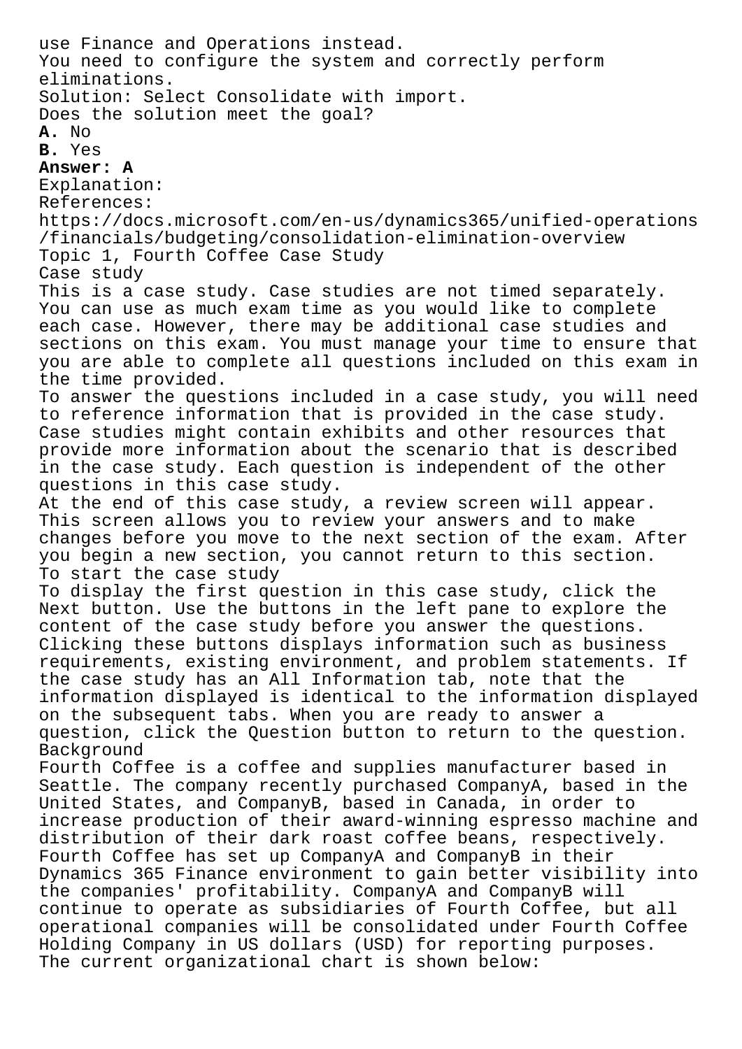use Finance and Operations instead.
You need to configure the system and correctly perform eliminations.
Solution: Select Consolidate with import.
Does the solution meet the goal?

**A.** No
**B.** Yes

**Answer: A**

Explanation:
References:
https://docs.microsoft.com/en-us/dynamics365/unified-operations/financials/budgeting/consolidation-elimination-overview

Topic 1, Fourth Coffee Case Study

Case study

This is a case study. Case studies are not timed separately. You can use as much exam time as you would like to complete each case. However, there may be additional case studies and sections on this exam. You must manage your time to ensure that you are able to complete all questions included on this exam in the time provided.

To answer the questions included in a case study, you will need to reference information that is provided in the case study. Case studies might contain exhibits and other resources that provide more information about the scenario that is described in the case study. Each question is independent of the other questions in this case study.

At the end of this case study, a review screen will appear. This screen allows you to review your answers and to make changes before you move to the next section of the exam. After you begin a new section, you cannot return to this section.

To start the case study

To display the first question in this case study, click the Next button. Use the buttons in the left pane to explore the content of the case study before you answer the questions. Clicking these buttons displays information such as business requirements, existing environment, and problem statements. If the case study has an All Information tab, note that the information displayed is identical to the information displayed on the subsequent tabs. When you are ready to answer a question, click the Question button to return to the question.

Background

Fourth Coffee is a coffee and supplies manufacturer based in Seattle. The company recently purchased CompanyA, based in the United States, and CompanyB, based in Canada, in order to increase production of their award-winning espresso machine and distribution of their dark roast coffee beans, respectively. Fourth Coffee has set up CompanyA and CompanyB in their Dynamics 365 Finance environment to gain better visibility into the companies' profitability. CompanyA and CompanyB will continue to operate as subsidiaries of Fourth Coffee, but all operational companies will be consolidated under Fourth Coffee Holding Company in US dollars (USD) for reporting purposes.

The current organizational chart is shown below: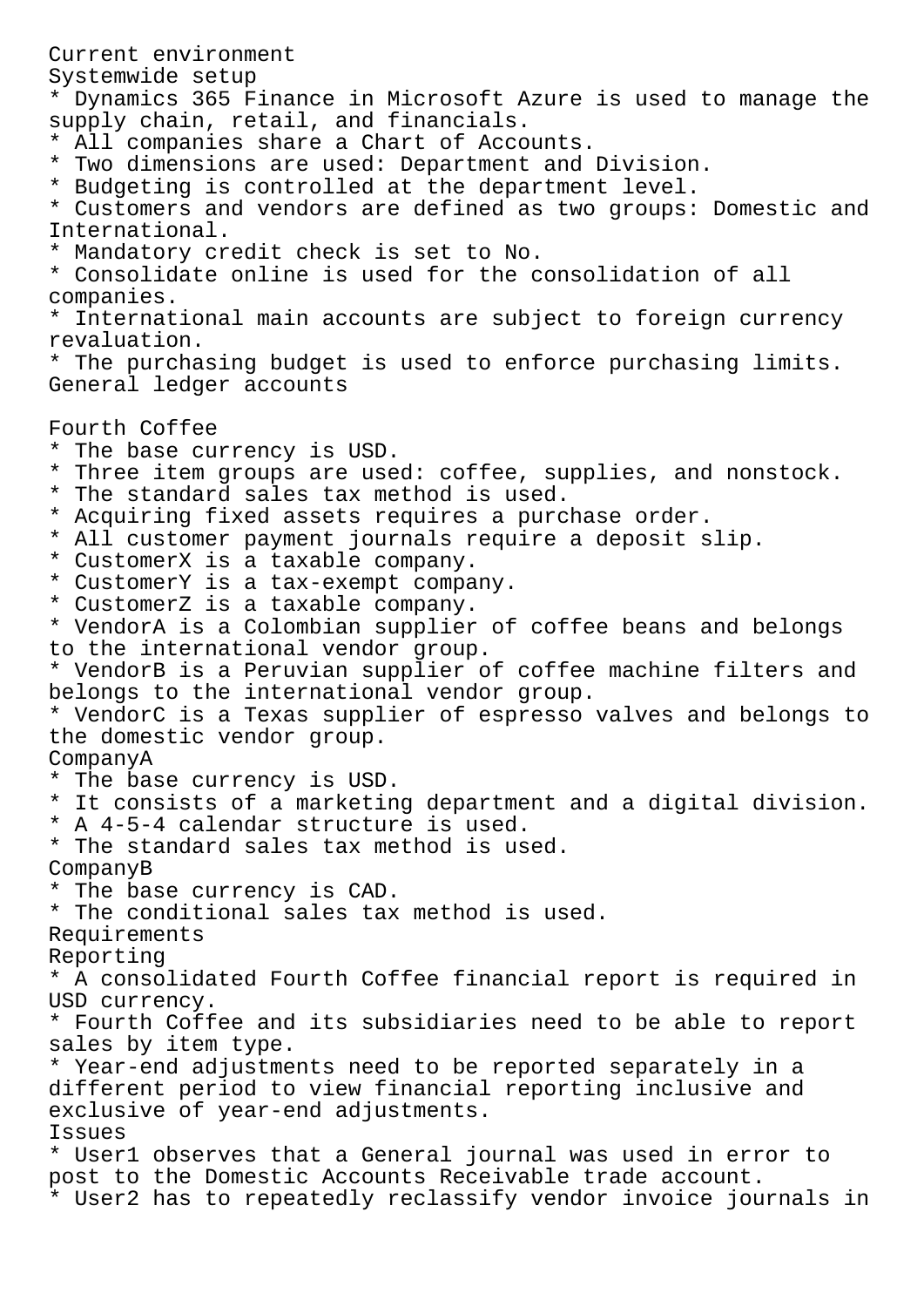Current environment

Systemwide setup

* Dynamics 365 Finance in Microsoft Azure is used to manage the supply chain, retail, and financials.
* All companies share a Chart of Accounts.
* Two dimensions are used: Department and Division.
* Budgeting is controlled at the department level.
* Customers and vendors are defined as two groups: Domestic and International.
* Mandatory credit check is set to No.
* Consolidate online is used for the consolidation of all companies.
* International main accounts are subject to foreign currency revaluation.
* The purchasing budget is used to enforce purchasing limits.

General ledger accounts

Fourth Coffee

* The base currency is USD.
* Three item groups are used: coffee, supplies, and nonstock.
* The standard sales tax method is used.
* Acquiring fixed assets requires a purchase order.
* All customer payment journals require a deposit slip.
* CustomerX is a taxable company.
* CustomerY is a tax-exempt company.
* CustomerZ is a taxable company.
* VendorA is a Colombian supplier of coffee beans and belongs to the international vendor group.
* VendorB is a Peruvian supplier of coffee machine filters and belongs to the international vendor group.
* VendorC is a Texas supplier of espresso valves and belongs to the domestic vendor group.

CompanyA

* The base currency is USD.
* It consists of a marketing department and a digital division.
* A 4-5-4 calendar structure is used.
* The standard sales tax method is used.

CompanyB

* The base currency is CAD.
* The conditional sales tax method is used.

Requirements

Reporting

* A consolidated Fourth Coffee financial report is required in USD currency.
* Fourth Coffee and its subsidiaries need to be able to report sales by item type.
* Year-end adjustments need to be reported separately in a different period to view financial reporting inclusive and exclusive of year-end adjustments.

Issues

* User1 observes that a General journal was used in error to post to the Domestic Accounts Receivable trade account.
* User2 has to repeatedly reclassify vendor invoice journals in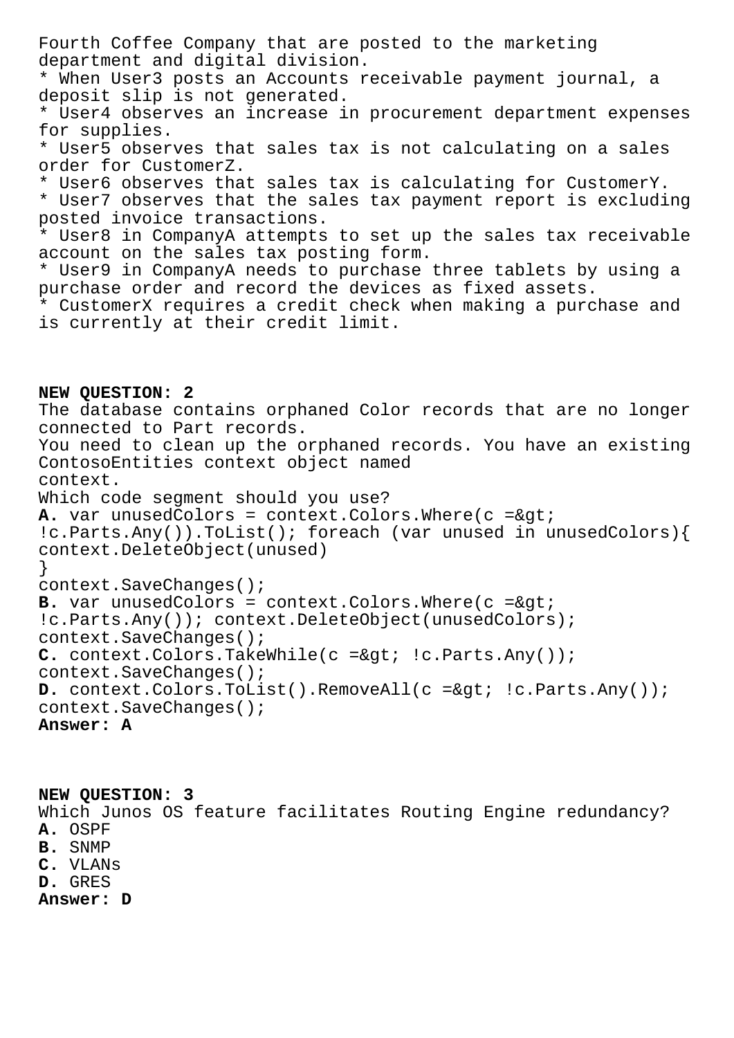Fourth Coffee Company that are posted to the marketing department and digital division.

* When User3 posts an Accounts receivable payment journal, a deposit slip is not generated.
* User4 observes an increase in procurement department expenses for supplies.
* User5 observes that sales tax is not calculating on a sales order for CustomerZ.
* User6 observes that sales tax is calculating for CustomerY.
* User7 observes that the sales tax payment report is excluding posted invoice transactions.
* User8 in CompanyA attempts to set up the sales tax receivable account on the sales tax posting form.
* User9 in CompanyA needs to purchase three tablets by using a purchase order and record the devices as fixed assets.
* CustomerX requires a credit check when making a purchase and is currently at their credit limit.

**NEW QUESTION: 2**

The database contains orphaned Color records that are no longer connected to Part records.
You need to clean up the orphaned records. You have an existing ContosoEntities context object named context.
Which code segment should you use?

**A.** var unusedColors = context.Colors.Where(c =&gt; !c.Parts.Any()).ToList(); foreach (var unused in unusedColors){ context.DeleteObject(unused)
}
context.SaveChanges();

**B.** var unusedColors = context.Colors.Where(c =&gt; !c.Parts.Any()); context.DeleteObject(unusedColors); context.SaveChanges();

**C.** context.Colors.TakeWhile(c =&gt; !c.Parts.Any()); context.SaveChanges();

**D.** context.Colors.ToList().RemoveAll(c =&gt; !c.Parts.Any()); context.SaveChanges();

**Answer: A**

**NEW QUESTION: 3**

Which Junos OS feature facilitates Routing Engine redundancy?

**A.** OSPF
**B.** SNMP
**C.** VLANs
**D.** GRES

**Answer: D**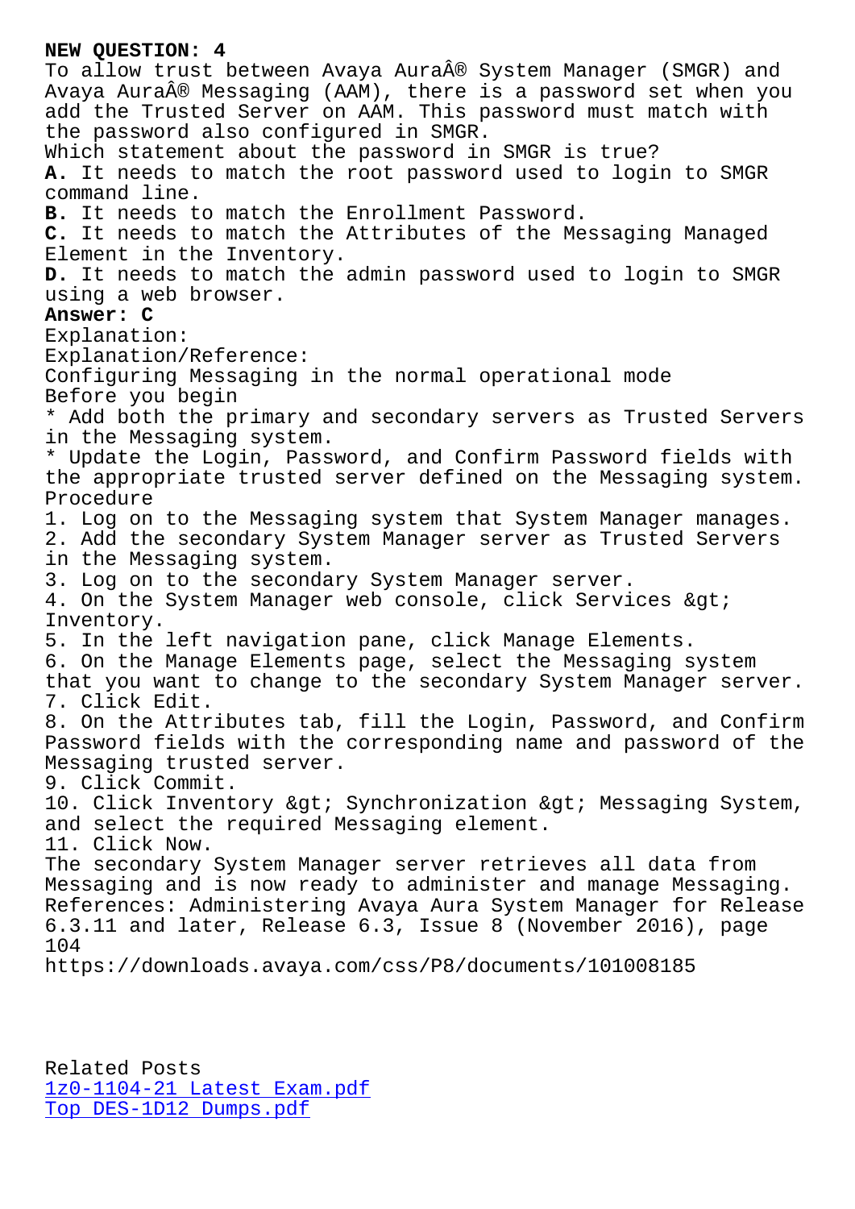**NEW QUESTION: 4**

To allow trust between Avaya AuraÂ® System Manager (SMGR) and Avaya AuraÂ® Messaging (AAM), there is a password set when you add the Trusted Server on AAM. This password must match with the password also configured in SMGR.

Which statement about the password in SMGR is true?

**A.** It needs to match the root password used to login to SMGR command line.

**B.** It needs to match the Enrollment Password.

**C.** It needs to match the Attributes of the Messaging Managed Element in the Inventory.

**D.** It needs to match the admin password used to login to SMGR using a web browser.

**Answer: C**

Explanation:

Explanation/Reference:

Configuring Messaging in the normal operational mode

Before you begin

* Add both the primary and secondary servers as Trusted Servers in the Messaging system.
* Update the Login, Password, and Confirm Password fields with the appropriate trusted server defined on the Messaging system.

Procedure

1. Log on to the Messaging system that System Manager manages.
2. Add the secondary System Manager server as Trusted Servers in the Messaging system.
3. Log on to the secondary System Manager server.
4. On the System Manager web console, click Services &gt; Inventory.
5. In the left navigation pane, click Manage Elements.
6. On the Manage Elements page, select the Messaging system that you want to change to the secondary System Manager server.
7. Click Edit.
8. On the Attributes tab, fill the Login, Password, and Confirm Password fields with the corresponding name and password of the Messaging trusted server.
9. Click Commit.
10. Click Inventory &gt; Synchronization &gt; Messaging System, and select the required Messaging element.
11. Click Now.

The secondary System Manager server retrieves all data from Messaging and is now ready to administer and manage Messaging.

References: Administering Avaya Aura System Manager for Release 6.3.11 and later, Release 6.3, Issue 8 (November 2016), page 104

https://downloads.avaya.com/css/P8/documents/101008185

Related Posts

1z0-1104-21 Latest Exam.pdf

Top DES-1D12 Dumps.pdf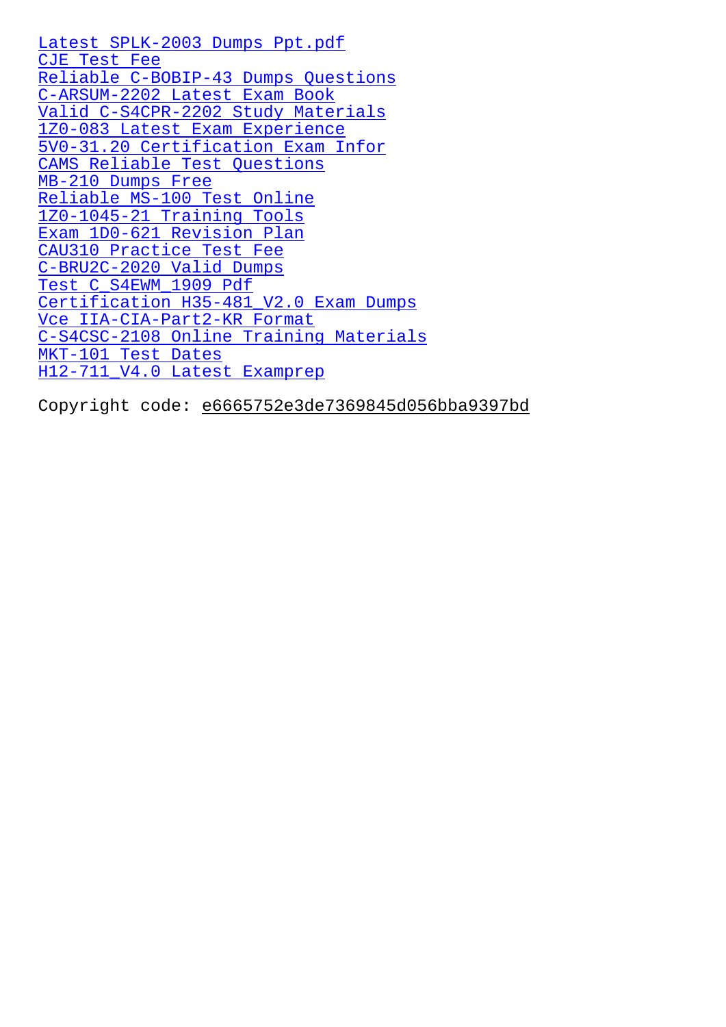Latest SPLK-2003 Dumps Ppt.pdf
CJE Test Fee
Reliable C-BOBIP-43 Dumps Questions
C-ARSUM-2202 Latest Exam Book
Valid C-S4CPR-2202 Study Materials
1Z0-083 Latest Exam Experience
5V0-31.20 Certification Exam Infor
CAMS Reliable Test Questions
MB-210 Dumps Free
Reliable MS-100 Test Online
1Z0-1045-21 Training Tools
Exam 1D0-621 Revision Plan
CAU310 Practice Test Fee
C-BRU2C-2020 Valid Dumps
Test C_S4EWM_1909 Pdf
Certification H35-481_V2.0 Exam Dumps
Vce IIA-CIA-Part2-KR Format
C-S4CSC-2108 Online Training Materials
MKT-101 Test Dates
H12-711_V4.0 Latest Examprep

Copyright code: e6665752e3de7369845d056bba9397bd